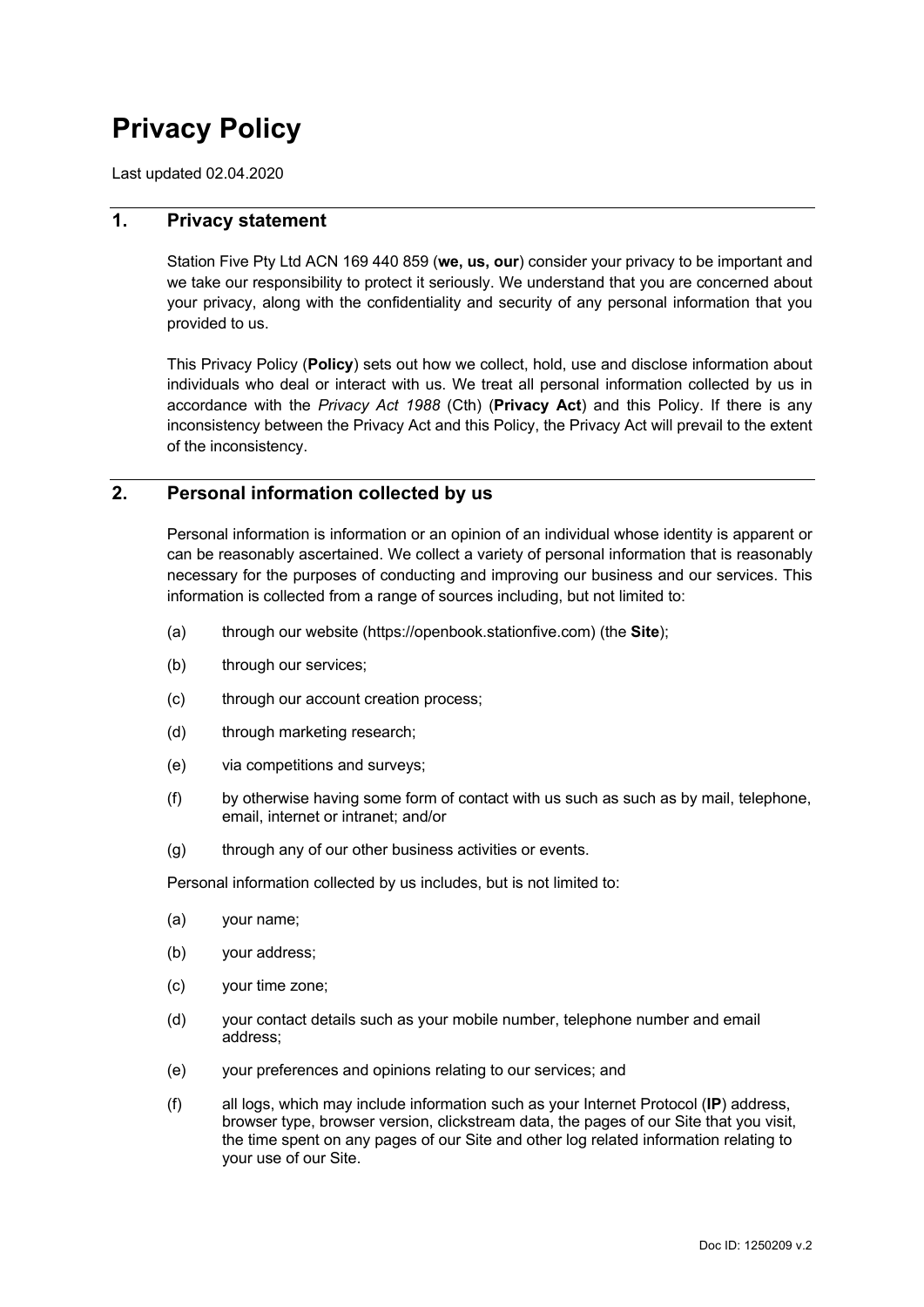# Privacy Policy

Last updated 02.04.2020

## 1. Privacy statement

Station Five Pty Ltd ACN 169 440 859 (**we, us, our**) consider your privacy to be important and we take our responsibility to protect it seriously. We understand that you are concerned about your privacy, along with the confidentiality and security of any personal information that you provided to us.

This Privacy Policy (**Policy**) sets out how we collect, hold, use and disclose information about individuals who deal or interact with us. We treat all personal information collected by us in accordance with the *Privacy Act 1988* (Cth) (**Privacy Act**) and this Policy. If there is any inconsistency between the Privacy Act and this Policy, the Privacy Act will prevail to the extent of the inconsistency.

## 2. Personal information collected by us

Personal information is information or an opinion of an individual whose identity is apparent or can be reasonably ascertained. We collect a variety of personal information that is reasonably necessary for the purposes of conducting and improving our business and our services. This information is collected from a range of sources including, but not limited to:

(a) through our website (https://openbook.stationfive.com) (the **Site**);

(b) through our services;

(c) through our account creation process;

(d) through marketing research;

(e) via competitions and surveys;

(f) by otherwise having some form of contact with us such as such as by mail, telephone, email, internet or intranet; and/or

(g) through any of our other business activities or events.

Personal information collected by us includes, but is not limited to:

(a) your name;

(b) your address;

(c) your time zone;

(d) your contact details such as your mobile number, telephone number and email address;

(e) your preferences and opinions relating to our services; and

(f) all logs, which may include information such as your Internet Protocol (**IP**) address, browser type, browser version, clickstream data, the pages of our Site that you visit, the time spent on any pages of our Site and other log related information relating to your use of our Site.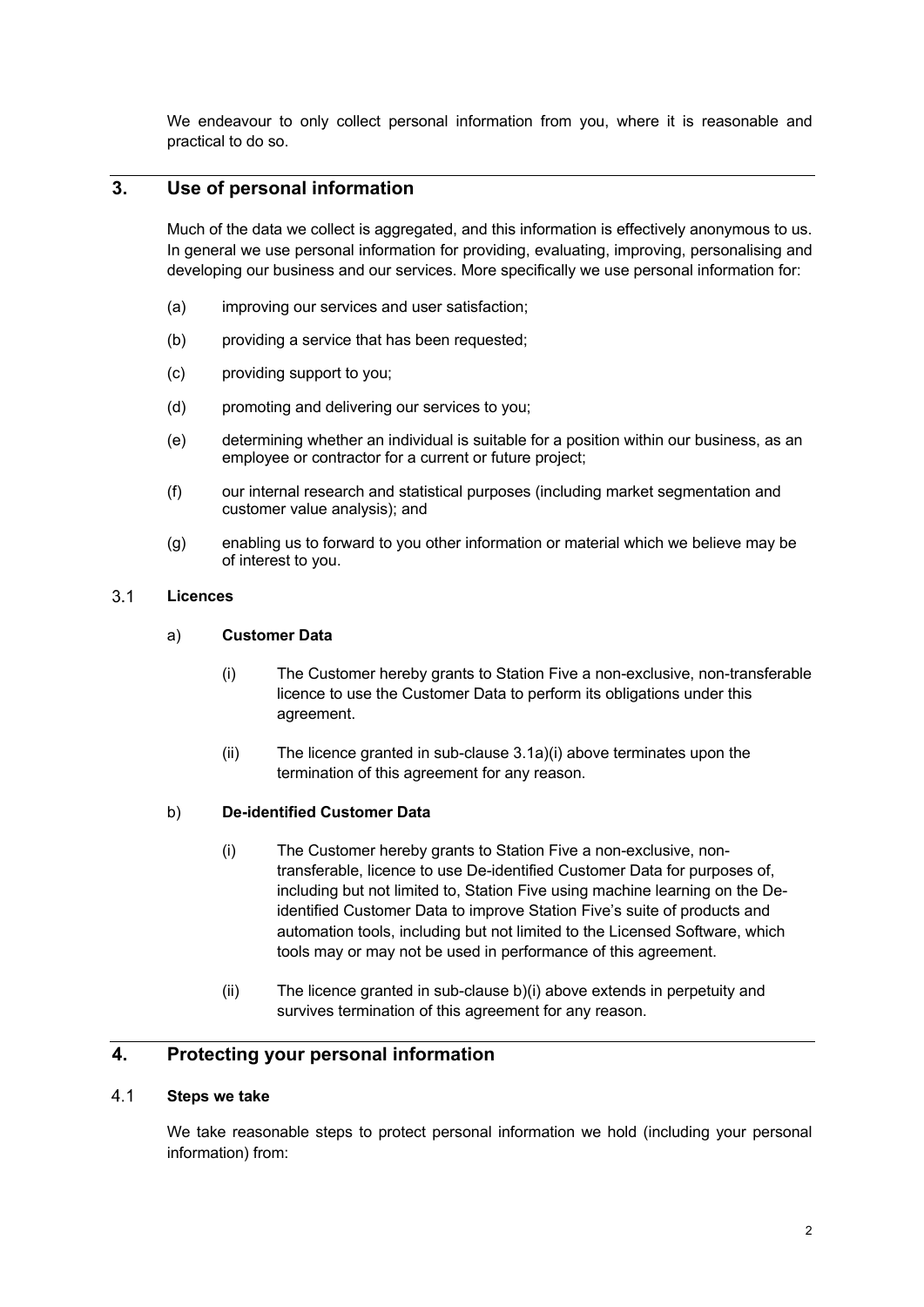We endeavour to only collect personal information from you, where it is reasonable and practical to do so.

## 3. Use of personal information

Much of the data we collect is aggregated, and this information is effectively anonymous to us. In general we use personal information for providing, evaluating, improving, personalising and developing our business and our services. More specifically we use personal information for:

(a) improving our services and user satisfaction;

(b) providing a service that has been requested;

(c) providing support to you;

(d) promoting and delivering our services to you;

(e) determining whether an individual is suitable for a position within our business, as an employee or contractor for a current or future project;

(f) our internal research and statistical purposes (including market segmentation and customer value analysis); and

(g) enabling us to forward to you other information or material which we believe may be of interest to you.

### 3.1 Licences

a) **Customer Data**

(i) The Customer hereby grants to Station Five a non-exclusive, non-transferable licence to use the Customer Data to perform its obligations under this agreement.

(ii) The licence granted in sub-clause 3.1a)(i) above terminates upon the termination of this agreement for any reason.

b) **De-identified Customer Data**

(i) The Customer hereby grants to Station Five a non-exclusive, non-transferable, licence to use De-identified Customer Data for purposes of, including but not limited to, Station Five using machine learning on the De-identified Customer Data to improve Station Five's suite of products and automation tools, including but not limited to the Licensed Software, which tools may or may not be used in performance of this agreement.

(ii) The licence granted in sub-clause b)(i) above extends in perpetuity and survives termination of this agreement for any reason.

## 4. Protecting your personal information

### 4.1 Steps we take

We take reasonable steps to protect personal information we hold (including your personal information) from: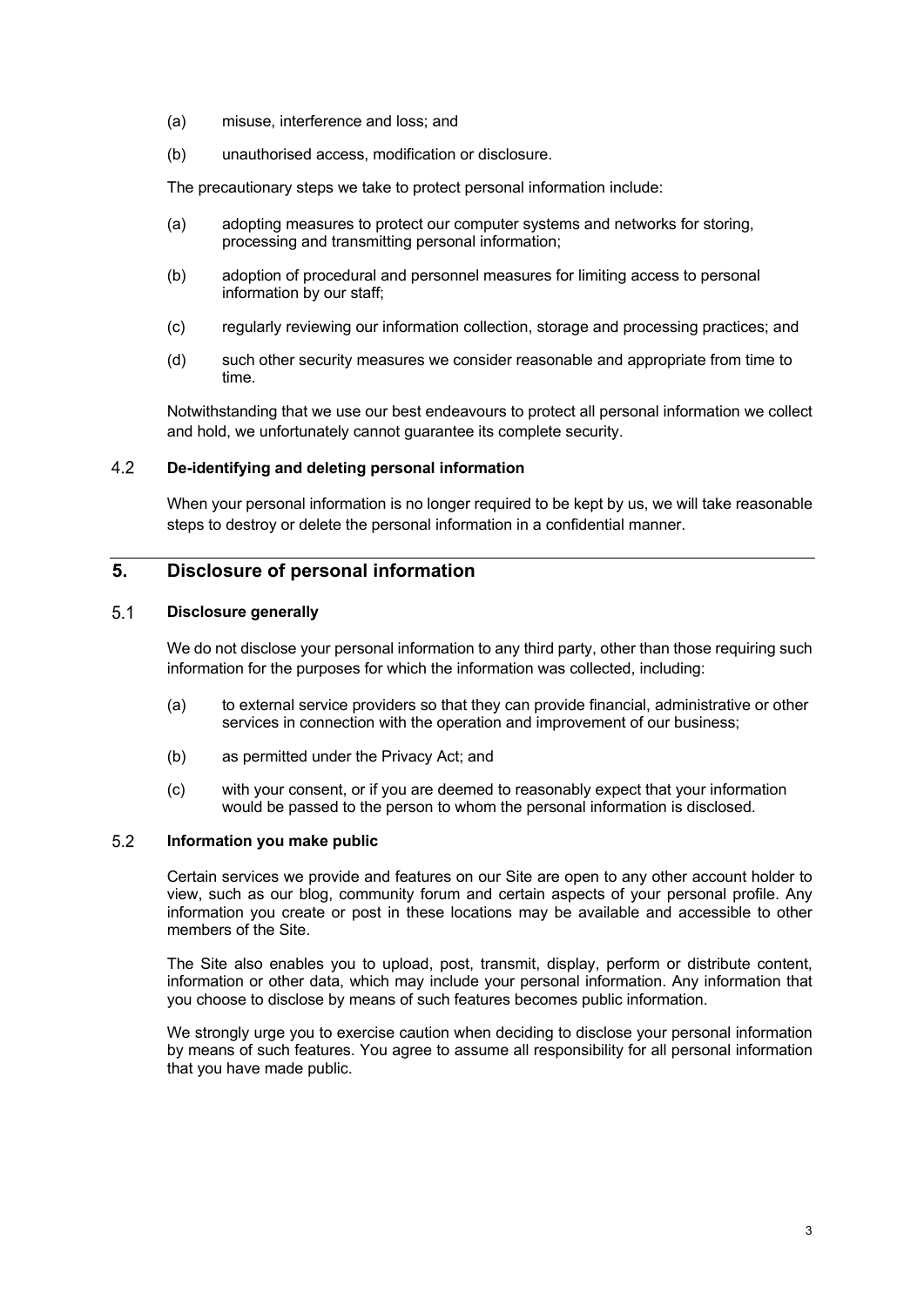(a) misuse, interference and loss; and

(b) unauthorised access, modification or disclosure.

The precautionary steps we take to protect personal information include:

(a) adopting measures to protect our computer systems and networks for storing, processing and transmitting personal information;

(b) adoption of procedural and personnel measures for limiting access to personal information by our staff;

(c) regularly reviewing our information collection, storage and processing practices; and

(d) such other security measures we consider reasonable and appropriate from time to time.

Notwithstanding that we use our best endeavours to protect all personal information we collect and hold, we unfortunately cannot guarantee its complete security.

### 4.2 De-identifying and deleting personal information

When your personal information is no longer required to be kept by us, we will take reasonable steps to destroy or delete the personal information in a confidential manner.

## 5. Disclosure of personal information

### 5.1 Disclosure generally

We do not disclose your personal information to any third party, other than those requiring such information for the purposes for which the information was collected, including:

(a) to external service providers so that they can provide financial, administrative or other services in connection with the operation and improvement of our business;

(b) as permitted under the Privacy Act; and

(c) with your consent, or if you are deemed to reasonably expect that your information would be passed to the person to whom the personal information is disclosed.

### 5.2 Information you make public

Certain services we provide and features on our Site are open to any other account holder to view, such as our blog, community forum and certain aspects of your personal profile. Any information you create or post in these locations may be available and accessible to other members of the Site.

The Site also enables you to upload, post, transmit, display, perform or distribute content, information or other data, which may include your personal information. Any information that you choose to disclose by means of such features becomes public information.

We strongly urge you to exercise caution when deciding to disclose your personal information by means of such features. You agree to assume all responsibility for all personal information that you have made public.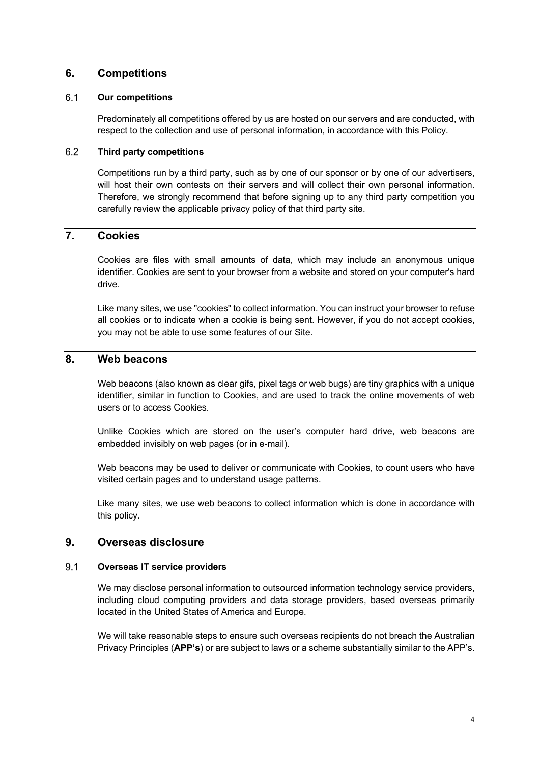## 6. Competitions

### 6.1 Our competitions

Predominately all competitions offered by us are hosted on our servers and are conducted, with respect to the collection and use of personal information, in accordance with this Policy.

### 6.2 Third party competitions

Competitions run by a third party, such as by one of our sponsor or by one of our advertisers, will host their own contests on their servers and will collect their own personal information. Therefore, we strongly recommend that before signing up to any third party competition you carefully review the applicable privacy policy of that third party site.

## 7. Cookies

Cookies are files with small amounts of data, which may include an anonymous unique identifier. Cookies are sent to your browser from a website and stored on your computer's hard drive.

Like many sites, we use "cookies" to collect information. You can instruct your browser to refuse all cookies or to indicate when a cookie is being sent. However, if you do not accept cookies, you may not be able to use some features of our Site.

## 8. Web beacons

Web beacons (also known as clear gifs, pixel tags or web bugs) are tiny graphics with a unique identifier, similar in function to Cookies, and are used to track the online movements of web users or to access Cookies.

Unlike Cookies which are stored on the user's computer hard drive, web beacons are embedded invisibly on web pages (or in e-mail).

Web beacons may be used to deliver or communicate with Cookies, to count users who have visited certain pages and to understand usage patterns.

Like many sites, we use web beacons to collect information which is done in accordance with this policy.

## 9. Overseas disclosure

### 9.1 Overseas IT service providers

We may disclose personal information to outsourced information technology service providers, including cloud computing providers and data storage providers, based overseas primarily located in the United States of America and Europe.

We will take reasonable steps to ensure such overseas recipients do not breach the Australian Privacy Principles (**APP's**) or are subject to laws or a scheme substantially similar to the APP's.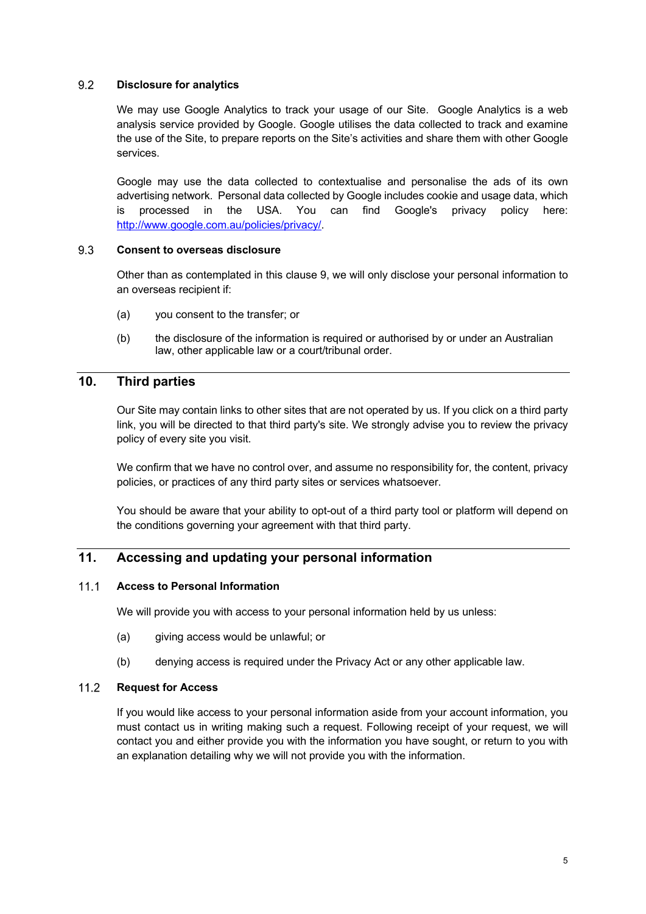### 9.2 Disclosure for analytics

We may use Google Analytics to track your usage of our Site. Google Analytics is a web analysis service provided by Google. Google utilises the data collected to track and examine the use of the Site, to prepare reports on the Site's activities and share them with other Google services.

Google may use the data collected to contextualise and personalise the ads of its own advertising network. Personal data collected by Google includes cookie and usage data, which is processed in the USA. You can find Google's privacy policy here: [http://www.google.com.au/policies/privacy/](http://www.google.com.au/policies/privacy/).

### 9.3 Consent to overseas disclosure

Other than as contemplated in this clause 9, we will only disclose your personal information to an overseas recipient if:

(a) you consent to the transfer; or

(b) the disclosure of the information is required or authorised by or under an Australian law, other applicable law or a court/tribunal order.

## 10. Third parties

Our Site may contain links to other sites that are not operated by us. If you click on a third party link, you will be directed to that third party's site. We strongly advise you to review the privacy policy of every site you visit.

We confirm that we have no control over, and assume no responsibility for, the content, privacy policies, or practices of any third party sites or services whatsoever.

You should be aware that your ability to opt-out of a third party tool or platform will depend on the conditions governing your agreement with that third party.

## 11. Accessing and updating your personal information

### 11.1 Access to Personal Information

We will provide you with access to your personal information held by us unless:

(a) giving access would be unlawful; or

(b) denying access is required under the Privacy Act or any other applicable law.

### 11.2 Request for Access

If you would like access to your personal information aside from your account information, you must contact us in writing making such a request. Following receipt of your request, we will contact you and either provide you with the information you have sought, or return to you with an explanation detailing why we will not provide you with the information.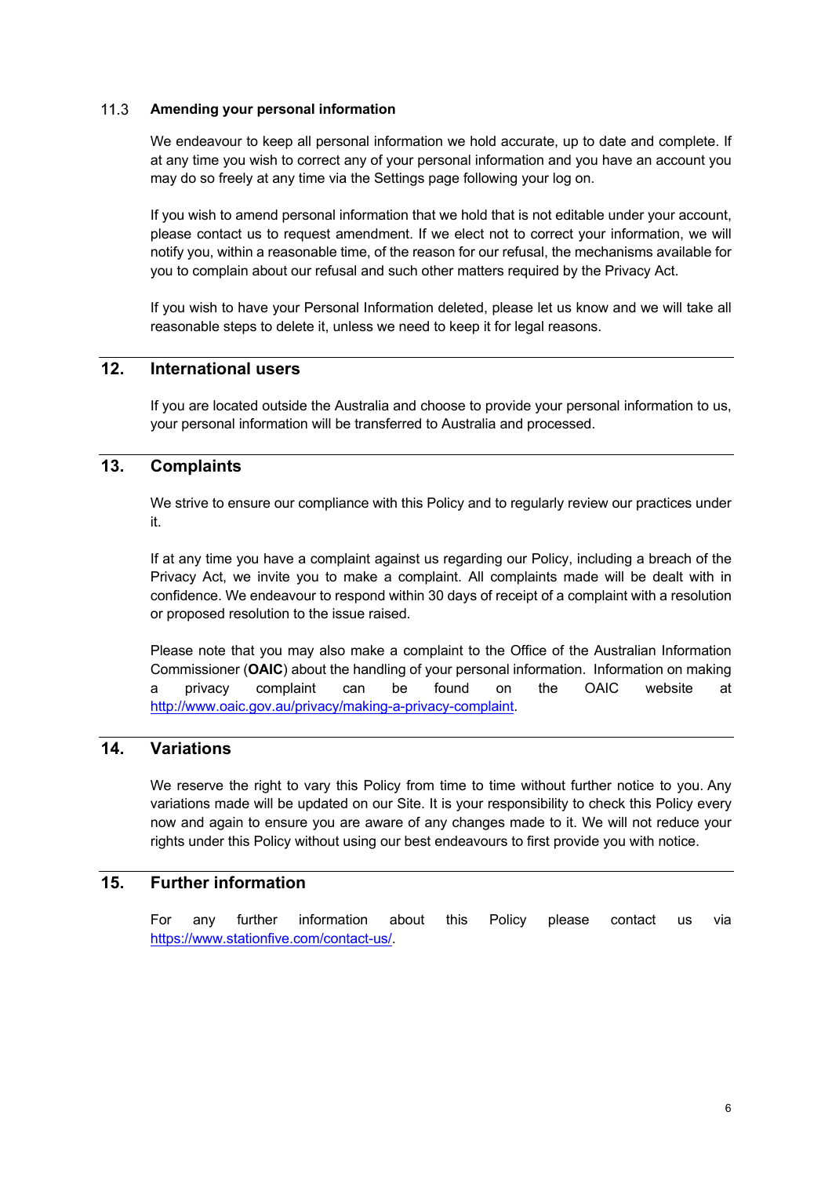### 11.3 Amending your personal information

We endeavour to keep all personal information we hold accurate, up to date and complete. If at any time you wish to correct any of your personal information and you have an account you may do so freely at any time via the Settings page following your log on.

If you wish to amend personal information that we hold that is not editable under your account, please contact us to request amendment. If we elect not to correct your information, we will notify you, within a reasonable time, of the reason for our refusal, the mechanisms available for you to complain about our refusal and such other matters required by the Privacy Act.

If you wish to have your Personal Information deleted, please let us know and we will take all reasonable steps to delete it, unless we need to keep it for legal reasons.

## 12. International users

If you are located outside the Australia and choose to provide your personal information to us, your personal information will be transferred to Australia and processed.

## 13. Complaints

We strive to ensure our compliance with this Policy and to regularly review our practices under it.

If at any time you have a complaint against us regarding our Policy, including a breach of the Privacy Act, we invite you to make a complaint. All complaints made will be dealt with in confidence. We endeavour to respond within 30 days of receipt of a complaint with a resolution or proposed resolution to the issue raised.

Please note that you may also make a complaint to the Office of the Australian Information Commissioner (**OAIC**) about the handling of your personal information. Information on making a privacy complaint can be found on the OAIC website at http://www.oaic.gov.au/privacy/making-a-privacy-complaint.

## 14. Variations

We reserve the right to vary this Policy from time to time without further notice to you. Any variations made will be updated on our Site. It is your responsibility to check this Policy every now and again to ensure you are aware of any changes made to it. We will not reduce your rights under this Policy without using our best endeavours to first provide you with notice.

## 15. Further information

For any further information about this Policy please contact us via https://www.stationfive.com/contact-us/.